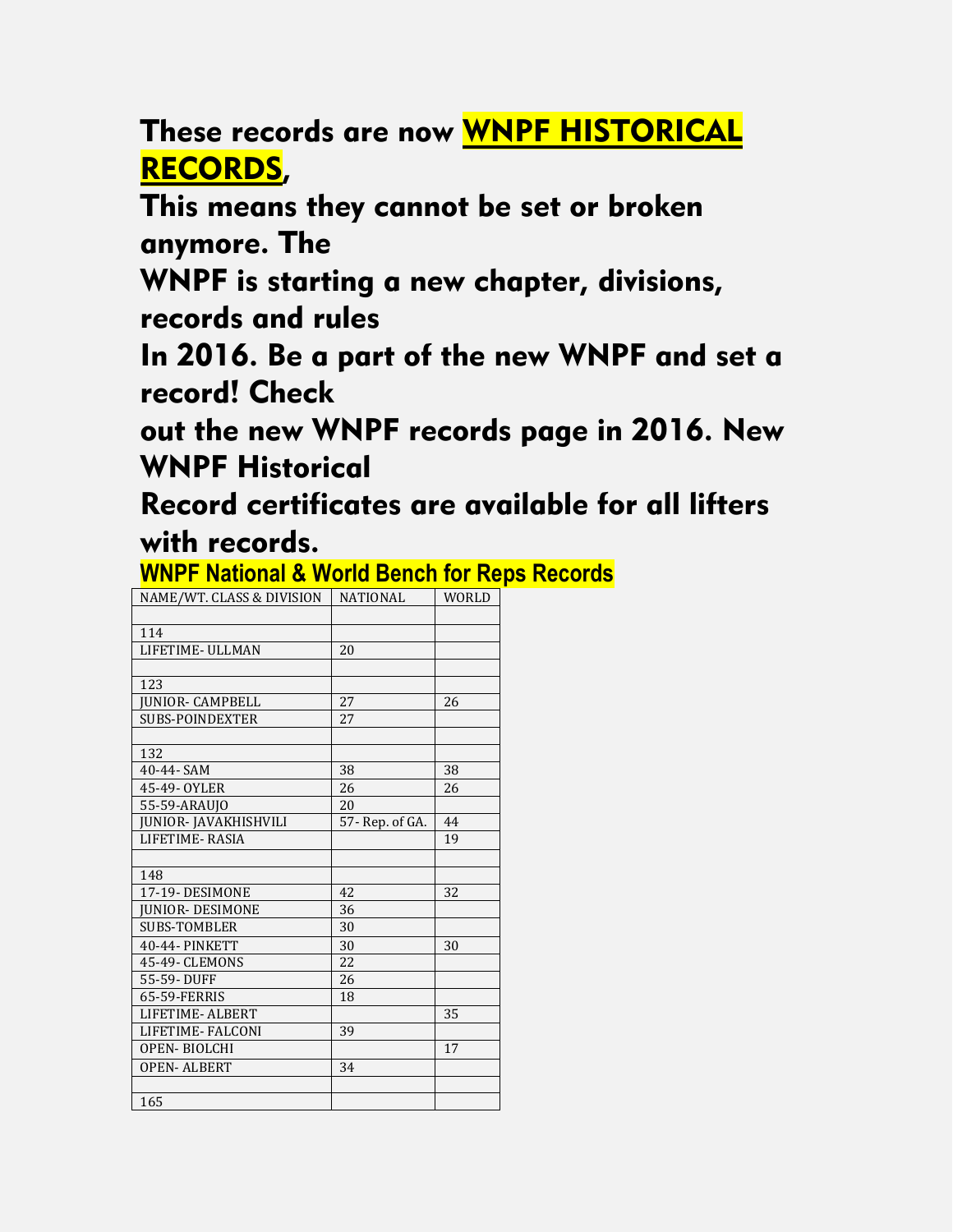**These records are now WNPF HISTORICAL RECORDS,**

**This means they cannot be set or broken anymore. The**

**WNPF is starting a new chapter, divisions, records and rules**

**In 2016. Be a part of the new WNPF and set a record! Check**

**out the new WNPF records page in 2016. New WNPF Historical**

**Record certificates are available for all lifters with records.**

## WNPF National & World Bench for Reps Records

| NAME/WT. CLASS & DIVISION | NATIONAL | WORLD |
|---|---|---|
| | | |
| 114 | | |
| LIFETIME- ULLMAN | 20 | |
| | | |
| 123 | | |
| JUNIOR- CAMPBELL | 27 | 26 |
| SUBS-POINDEXTER | 27 | |
| | | |
| 132 | | |
| 40-44- SAM | 38 | 38 |
| 45-49- OYLER | 26 | 26 |
| 55-59-ARAUJO | 20 | |
| JUNIOR- JAVAKHISHVILI | 57- Rep. of GA. | 44 |
| LIFETIME- RASIA | | 19 |
| | | |
| 148 | | |
| 17-19- DESIMONE | 42 | 32 |
| JUNIOR- DESIMONE | 36 | |
| SUBS-TOMBLER | 30 | |
| 40-44- PINKETT | 30 | 30 |
| 45-49- CLEMONS | 22 | |
| 55-59- DUFF | 26 | |
| 65-59-FERRIS | 18 | |
| LIFETIME- ALBERT | | 35 |
| LIFETIME- FALCONI | 39 | |
| OPEN- BIOLCHI | | 17 |
| OPEN- ALBERT | 34 | |
| | | |
| 165 | | |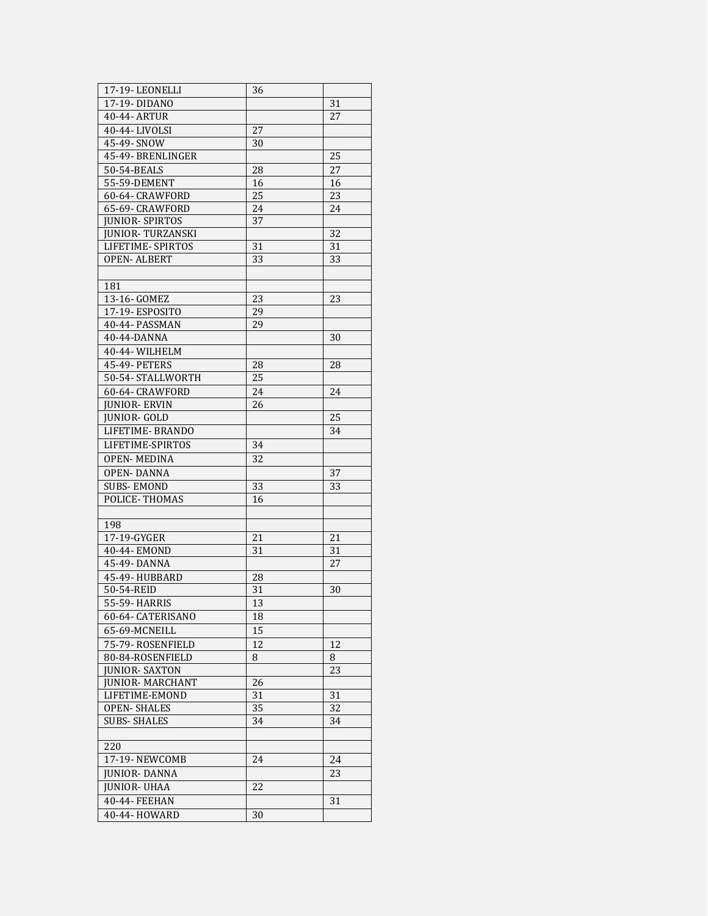| 17-19- LEONELLI | 36 | |
|---|---|---|
| 17-19- DIDANO | | 31 |
| 40-44- ARTUR | | 27 |
| 40-44- LIVOLSI | 27 | |
| 45-49- SNOW | 30 | |
| 45-49- BRENLINGER | | 25 |
| 50-54-BEALS | 28 | 27 |
| 55-59-DEMENT | 16 | 16 |
| 60-64- CRAWFORD | 25 | 23 |
| 65-69- CRAWFORD | 24 | 24 |
| JUNIOR- SPIRTOS | 37 | |
| JUNIOR- TURZANSKI | | 32 |
| LIFETIME- SPIRTOS | 31 | 31 |
| OPEN- ALBERT | 33 | 33 |
| | | |
| 181 | | |
| 13-16- GOMEZ | 23 | 23 |
| 17-19- ESPOSITO | 29 | |
| 40-44- PASSMAN | 29 | |
| 40-44-DANNA | | 30 |
| 40-44- WILHELM | | |
| 45-49- PETERS | 28 | 28 |
| 50-54- STALLWORTH | 25 | |
| 60-64- CRAWFORD | 24 | 24 |
| JUNIOR- ERVIN | 26 | |
| JUNIOR- GOLD | | 25 |
| LIFETIME- BRANDO | | 34 |
| LIFETIME-SPIRTOS | 34 | |
| OPEN- MEDINA | 32 | |
| OPEN- DANNA | | 37 |
| SUBS- EMOND | 33 | 33 |
| POLICE- THOMAS | 16 | |
| | | |
| 198 | | |
| 17-19-GYGER | 21 | 21 |
| 40-44- EMOND | 31 | 31 |
| 45-49- DANNA | | 27 |
| 45-49- HUBBARD | 28 | |
| 50-54-REID | 31 | 30 |
| 55-59- HARRIS | 13 | |
| 60-64- CATERISANO | 18 | |
| 65-69-MCNEILL | 15 | |
| 75-79- ROSENFIELD | 12 | 12 |
| 80-84-ROSENFIELD | 8 | 8 |
| JUNIOR- SAXTON | | 23 |
| JUNIOR- MARCHANT | 26 | |
| LIFETIME-EMOND | 31 | 31 |
| OPEN- SHALES | 35 | 32 |
| SUBS- SHALES | 34 | 34 |
| | | |
| 220 | | |
| 17-19- NEWCOMB | 24 | 24 |
| JUNIOR- DANNA | | 23 |
| JUNIOR- UHAA | 22 | |
| 40-44- FEEHAN | | 31 |
| 40-44- HOWARD | 30 | |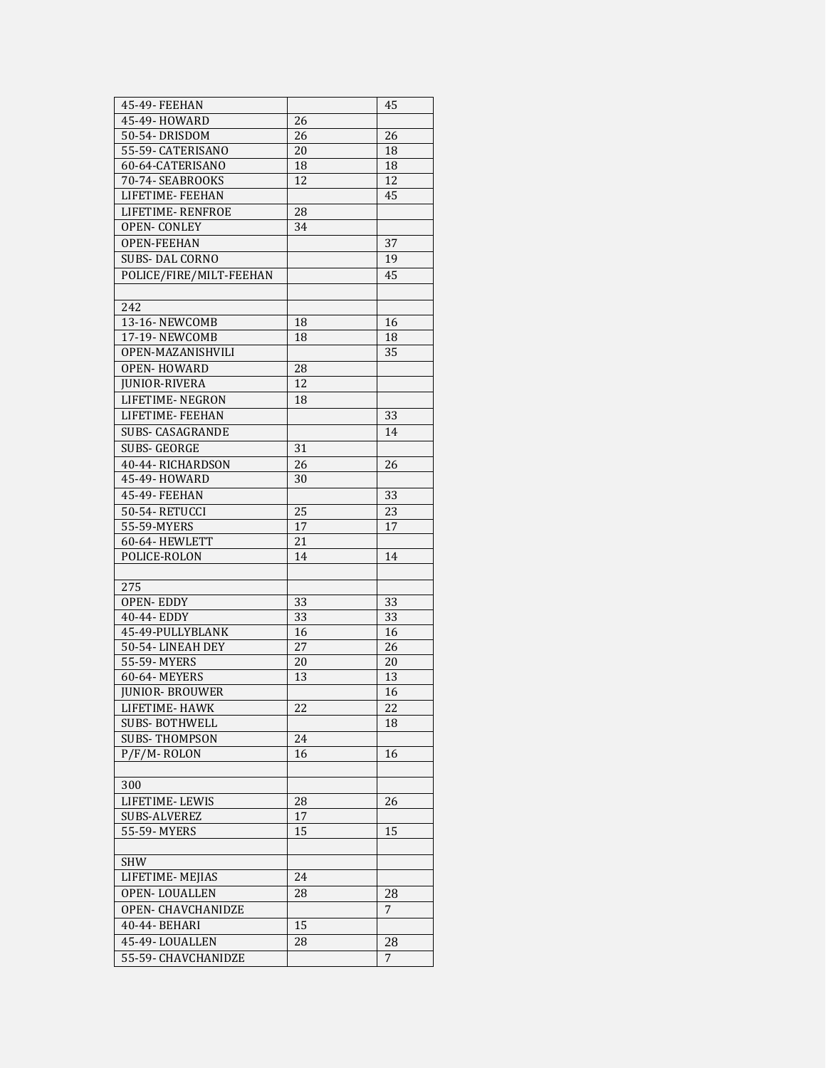| | | |
|---|---|---|
| 45-49- FEEHAN | | 45 |
| 45-49- HOWARD | 26 | |
| 50-54- DRISDOM | 26 | 26 |
| 55-59- CATERISANO | 20 | 18 |
| 60-64-CATERISANO | 18 | 18 |
| 70-74- SEABROOKS | 12 | 12 |
| LIFETIME- FEEHAN | | 45 |
| LIFETIME- RENFROE | 28 | |
| OPEN- CONLEY | 34 | |
| OPEN-FEEHAN | | 37 |
| SUBS- DAL CORNO | | 19 |
| POLICE/FIRE/MILT-FEEHAN | | 45 |
| | | |
| 242 | | |
| 13-16- NEWCOMB | 18 | 16 |
| 17-19- NEWCOMB | 18 | 18 |
| OPEN-MAZANISHVILI | | 35 |
| OPEN- HOWARD | 28 | |
| JUNIOR-RIVERA | 12 | |
| LIFETIME- NEGRON | 18 | |
| LIFETIME- FEEHAN | | 33 |
| SUBS- CASAGRANDE | | 14 |
| SUBS- GEORGE | 31 | |
| 40-44- RICHARDSON | 26 | 26 |
| 45-49- HOWARD | 30 | |
| 45-49- FEEHAN | | 33 |
| 50-54- RETUCCI | 25 | 23 |
| 55-59-MYERS | 17 | 17 |
| 60-64- HEWLETT | 21 | |
| POLICE-ROLON | 14 | 14 |
| | | |
| 275 | | |
| OPEN- EDDY | 33 | 33 |
| 40-44- EDDY | 33 | 33 |
| 45-49-PULLYBLANK | 16 | 16 |
| 50-54- LINEAH DEY | 27 | 26 |
| 55-59- MYERS | 20 | 20 |
| 60-64- MEYERS | 13 | 13 |
| JUNIOR- BROUWER | | 16 |
| LIFETIME- HAWK | 22 | 22 |
| SUBS- BOTHWELL | | 18 |
| SUBS- THOMPSON | 24 | |
| P/F/M- ROLON | 16 | 16 |
| | | |
| 300 | | |
| LIFETIME- LEWIS | 28 | 26 |
| SUBS-ALVEREZ | 17 | |
| 55-59- MYERS | 15 | 15 |
| | | |
| SHW | | |
| LIFETIME- MEJIAS | 24 | |
| OPEN- LOUALLEN | 28 | 28 |
| OPEN- CHAVCHANIDZE | | 7 |
| 40-44- BEHARI | 15 | |
| 45-49- LOUALLEN | 28 | 28 |
| 55-59- CHAVCHANIDZE | | 7 |